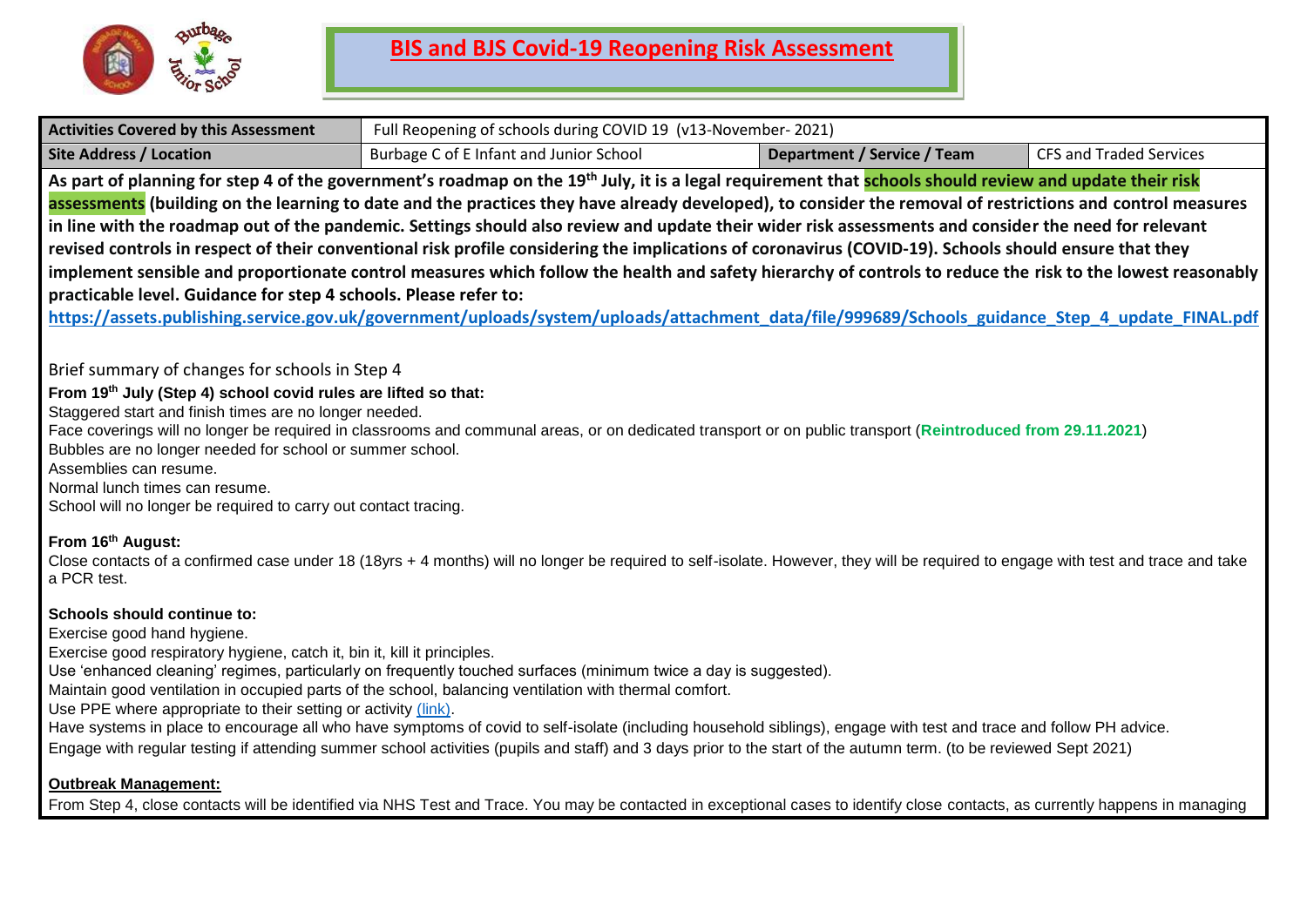# BIS and BJS Covid-19 Reopening Risk Assessment

| Activities Covered by this Assessment | Full Reopening of schools during COVID 19 (v13-November- 2021) | | |
|---|---|---|---|
| Site Address / Location | Burbage C of E Infant and Junior School | Department / Service / Team | CFS and Traded Services |

**As part of planning for step 4 of the government's roadmap on the 19th July, it is a legal requirement that schools should review and update their risk assessments (building on the learning to date and the practices they have already developed), to consider the removal of restrictions and control measures in line with the roadmap out of the pandemic. Settings should also review and update their wider risk assessments and consider the need for relevant revised controls in respect of their conventional risk profile considering the implications of coronavirus (COVID-19). Schools should ensure that they implement sensible and proportionate control measures which follow the health and safety hierarchy of controls to reduce the risk to the lowest reasonably practicable level. Guidance for step 4 schools. Please refer to:**

**https://assets.publishing.service.gov.uk/government/uploads/system/uploads/attachment_data/file/999689/Schools_guidance_Step_4_update_FINAL.pdf**

Brief summary of changes for schools in Step 4

**From 19th July (Step 4) school covid rules are lifted so that:**

Staggered start and finish times are no longer needed.
Face coverings will no longer be required in classrooms and communal areas, or on dedicated transport or on public transport (**Reintroduced from 29.11.2021**)
Bubbles are no longer needed for school or summer school.
Assemblies can resume.
Normal lunch times can resume.
School will no longer be required to carry out contact tracing.

**From 16th August:**

Close contacts of a confirmed case under 18 (18yrs + 4 months) will no longer be required to self-isolate. However, they will be required to engage with test and trace and take a PCR test.

**Schools should continue to:**

Exercise good hand hygiene.
Exercise good respiratory hygiene, catch it, bin it, kill it principles.
Use 'enhanced cleaning' regimes, particularly on frequently touched surfaces (minimum twice a day is suggested).
Maintain good ventilation in occupied parts of the school, balancing ventilation with thermal comfort.
Use PPE where appropriate to their setting or activity (link).
Have systems in place to encourage all who have symptoms of covid to self-isolate (including household siblings), engage with test and trace and follow PH advice.
Engage with regular testing if attending summer school activities (pupils and staff) and 3 days prior to the start of the autumn term. (to be reviewed Sept 2021)

**Outbreak Management:**

From Step 4, close contacts will be identified via NHS Test and Trace. You may be contacted in exceptional cases to identify close contacts, as currently happens in managing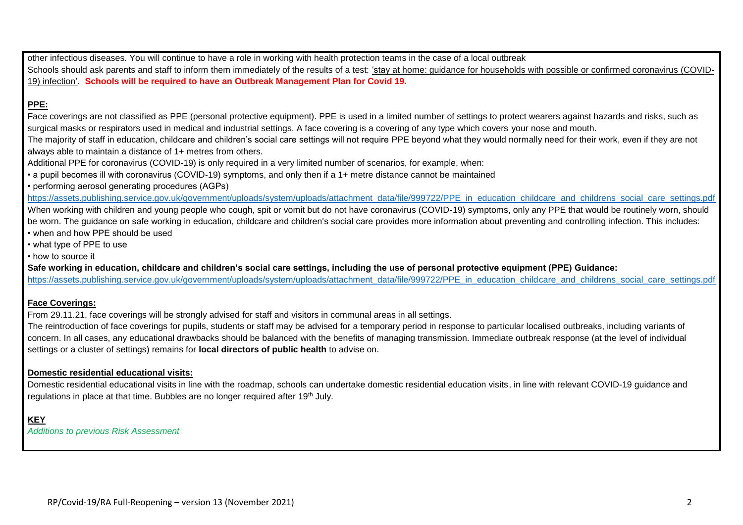other infectious diseases. You will continue to have a role in working with health protection teams in the case of a local outbreak

Schools should ask parents and staff to inform them immediately of the results of a test: 'stay at home: guidance for households with possible or confirmed coronavirus (COVID-19) infection'. **Schools will be required to have an Outbreak Management Plan for Covid 19.**

**PPE:**

Face coverings are not classified as PPE (personal protective equipment). PPE is used in a limited number of settings to protect wearers against hazards and risks, such as surgical masks or respirators used in medical and industrial settings. A face covering is a covering of any type which covers your nose and mouth.

The majority of staff in education, childcare and children's social care settings will not require PPE beyond what they would normally need for their work, even if they are not always able to maintain a distance of 1+ metres from others.

Additional PPE for coronavirus (COVID-19) is only required in a very limited number of scenarios, for example, when:

- a pupil becomes ill with coronavirus (COVID-19) symptoms, and only then if a 1+ metre distance cannot be maintained
- performing aerosol generating procedures (AGPs)

https://assets.publishing.service.gov.uk/government/uploads/system/uploads/attachment_data/file/999722/PPE_in_education_childcare_and_childrens_social_care_settings.pdf

When working with children and young people who cough, spit or vomit but do not have coronavirus (COVID-19) symptoms, only any PPE that would be routinely worn, should be worn. The guidance on safe working in education, childcare and children's social care provides more information about preventing and controlling infection. This includes:

- when and how PPE should be used
- what type of PPE to use
- how to source it

**Safe working in education, childcare and children's social care settings, including the use of personal protective equipment (PPE) Guidance:**

https://assets.publishing.service.gov.uk/government/uploads/system/uploads/attachment_data/file/999722/PPE_in_education_childcare_and_childrens_social_care_settings.pdf

**Face Coverings:**

From 29.11.21, face coverings will be strongly advised for staff and visitors in communal areas in all settings.

The reintroduction of face coverings for pupils, students or staff may be advised for a temporary period in response to particular localised outbreaks, including variants of concern. In all cases, any educational drawbacks should be balanced with the benefits of managing transmission. Immediate outbreak response (at the level of individual settings or a cluster of settings) remains for **local directors of public health** to advise on.

**Domestic residential educational visits:**

Domestic residential educational visits in line with the roadmap, schools can undertake domestic residential education visits, in line with relevant COVID-19 guidance and regulations in place at that time. Bubbles are no longer required after 19th July.

**KEY**

*Additions to previous Risk Assessment*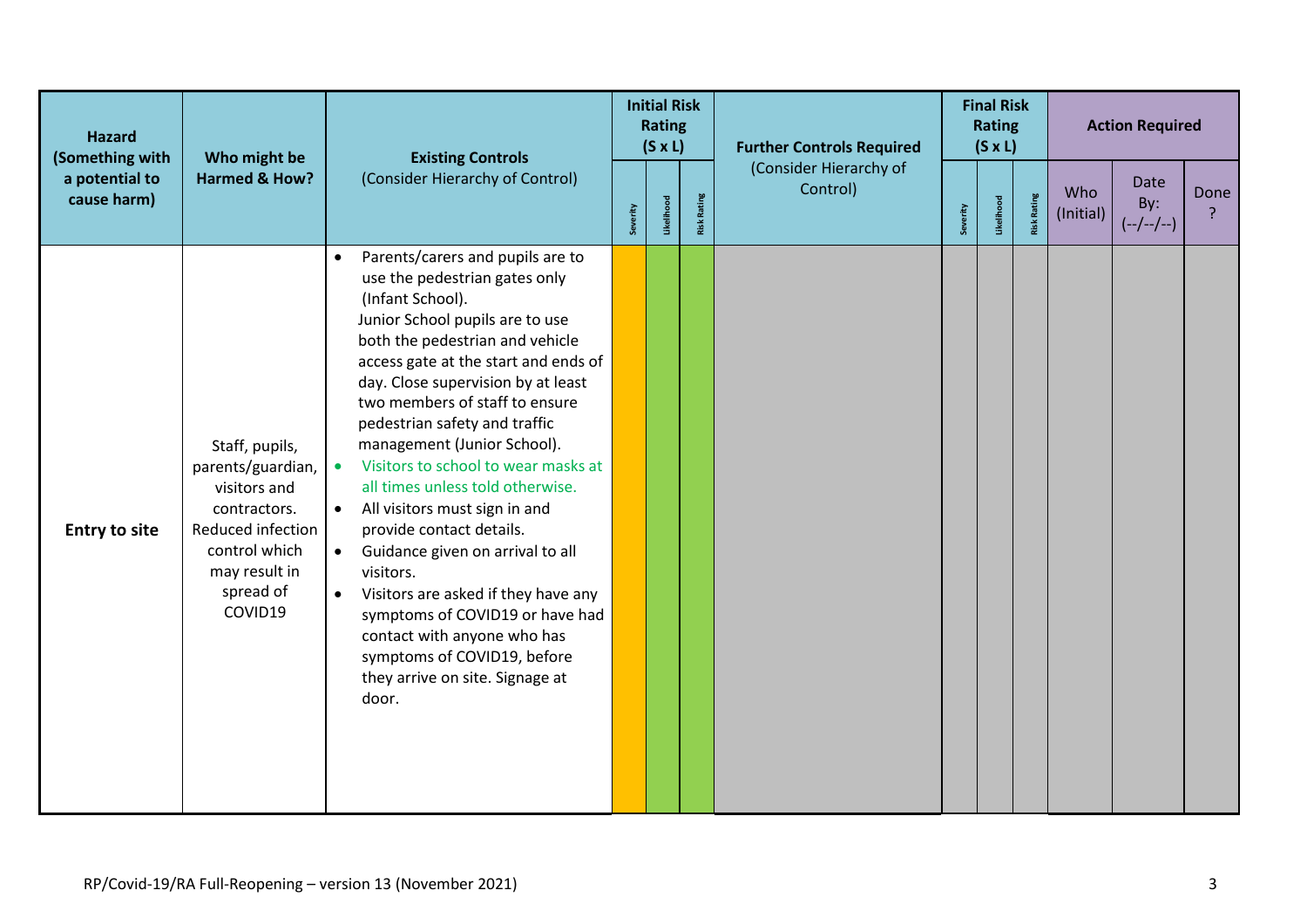| Hazard (Something with a potential to cause harm) | Who might be Harmed & How? | Existing Controls (Consider Hierarchy of Control) | Initial Risk Rating (S x L) | | | Further Controls Required (Consider Hierarchy of Control) | Final Risk Rating (S x L) | | | Action Required | | |
|---|---|---|---|---|---|---|---|---|---|---|---|---|
| | | | Severity | Likelihood | Risk Rating | | Severity | Likelihood | Risk Rating | Who (Initial) | Date By: (--/--/--) | Done ? |
| **Entry to site** | Staff, pupils, parents/guardian, visitors and contractors. Reduced infection control which may result in spread of COVID19 | • Parents/carers and pupils are to use the pedestrian gates only (Infant School). Junior School pupils are to use both the pedestrian and vehicle access gate at the start and ends of day. Close supervision by at least two members of staff to ensure pedestrian safety and traffic management (Junior School).<br>• Visitors to school to wear masks at all times unless told otherwise.<br>• All visitors must sign in and provide contact details.<br>• Guidance given on arrival to all visitors.<br>• Visitors are asked if they have any symptoms of COVID19 or have had contact with anyone who has symptoms of COVID19, before they arrive on site. Signage at door. | | | | | | | | | | |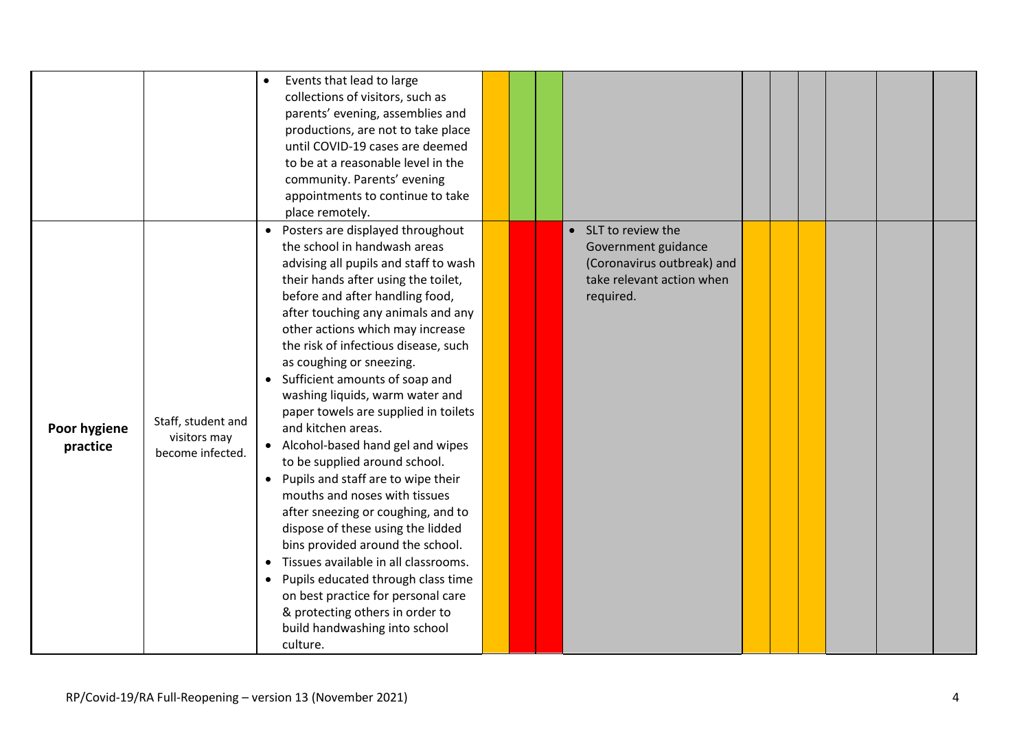| | | | | | | | | | | | | |
|---|---|---|---|---|---|---|---|---|---|---|---|---|
| | | • Events that lead to large collections of visitors, such as parents' evening, assemblies and productions, are not to take place until COVID-19 cases are deemed to be at a reasonable level in the community. Parents' evening appointments to continue to take place remotely. | | | | | | | | | | |
| **Poor hygiene practice** | Staff, student and visitors may become infected. | • Posters are displayed throughout the school in handwash areas advising all pupils and staff to wash their hands after using the toilet, before and after handling food, after touching any animals and any other actions which may increase the risk of infectious disease, such as coughing or sneezing.<br>• Sufficient amounts of soap and washing liquids, warm water and paper towels are supplied in toilets and kitchen areas.<br>• Alcohol-based hand gel and wipes to be supplied around school.<br>• Pupils and staff are to wipe their mouths and noses with tissues after sneezing or coughing, and to dispose of these using the lidded bins provided around the school.<br>• Tissues available in all classrooms.<br>• Pupils educated through class time on best practice for personal care & protecting others in order to build handwashing into school culture. | | | | • SLT to review the Government guidance (Coronavirus outbreak) and take relevant action when required. | | | | | | |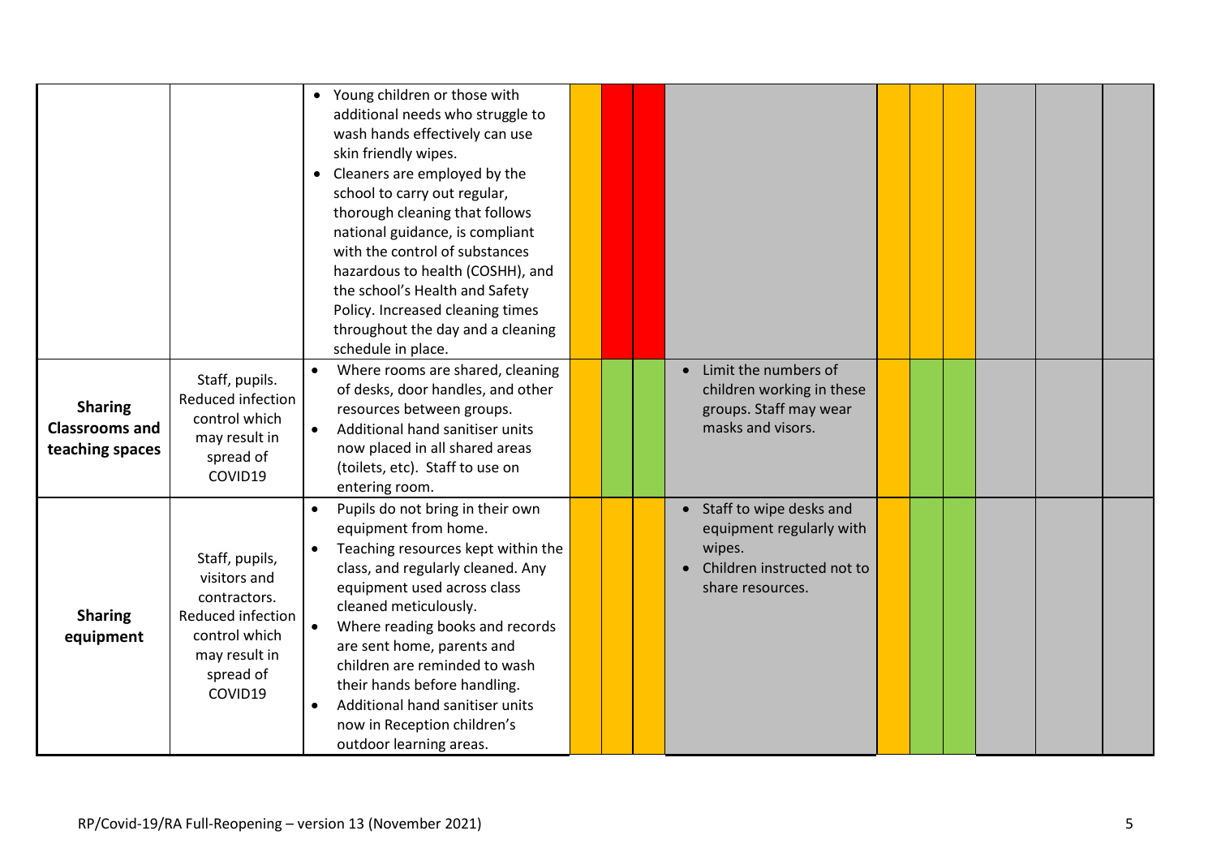|  |  |  |  |  |  |  |  |  |  |  |  |  |
|---|---|---|---|---|---|---|---|---|---|---|---|---|
|  |  | • Young children or those with additional needs who struggle to wash hands effectively can use skin friendly wipes.<br>• Cleaners are employed by the school to carry out regular, thorough cleaning that follows national guidance, is compliant with the control of substances hazardous to health (COSHH), and the school's Health and Safety Policy. Increased cleaning times throughout the day and a cleaning schedule in place. |  |  |  |  |  |  |  |  |  |  |
| **Sharing Classrooms and teaching spaces** | Staff, pupils. Reduced infection control which may result in spread of COVID19 | • Where rooms are shared, cleaning of desks, door handles, and other resources between groups.<br>• Additional hand sanitiser units now placed in all shared areas (toilets, etc). Staff to use on entering room. |  |  |  | • Limit the numbers of children working in these groups. Staff may wear masks and visors. |  |  |  |  |  |  |
| **Sharing equipment** | Staff, pupils, visitors and contractors. Reduced infection control which may result in spread of COVID19 | • Pupils do not bring in their own equipment from home.<br>• Teaching resources kept within the class, and regularly cleaned. Any equipment used across class cleaned meticulously.<br>• Where reading books and records are sent home, parents and children are reminded to wash their hands before handling.<br>• Additional hand sanitiser units now in Reception children's outdoor learning areas. |  |  |  | • Staff to wipe desks and equipment regularly with wipes.<br>• Children instructed not to share resources. |  |  |  |  |  |  |

RP/Covid-19/RA Full-Reopening – version 13 (November 2021)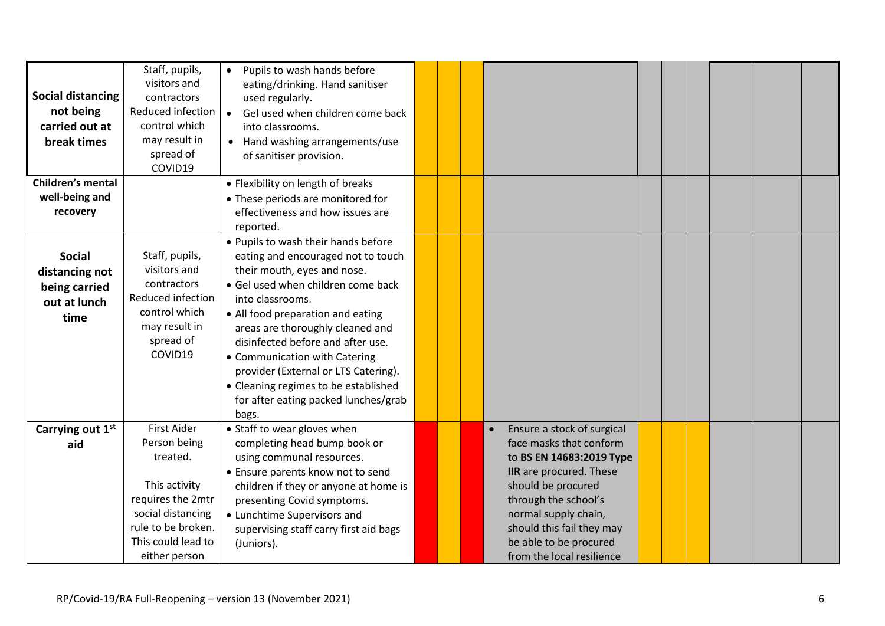| | | | | | | | | | | | | |
|---|---|---|---|---|---|---|---|---|---|---|---|---|
| **Social distancing not being carried out at break times** | Staff, pupils, visitors and contractors Reduced infection control which may result in spread of COVID19 | • Pupils to wash hands before eating/drinking. Hand sanitiser used regularly.<br>• Gel used when children come back into classrooms.<br>• Hand washing arrangements/use of sanitiser provision. | | | | | | | | | | |
| **Children's mental well-being and recovery** | | • Flexibility on length of breaks<br>• These periods are monitored for effectiveness and how issues are reported. | | | | | | | | | | |
| **Social distancing not being carried out at lunch time** | Staff, pupils, visitors and contractors Reduced infection control which may result in spread of COVID19 | • Pupils to wash their hands before eating and encouraged not to touch their mouth, eyes and nose.<br>• Gel used when children come back into classrooms.<br>• All food preparation and eating areas are thoroughly cleaned and disinfected before and after use.<br>• Communication with Catering provider (External or LTS Catering).<br>• Cleaning regimes to be established for after eating packed lunches/grab bags. | | | | | | | | | | |
| **Carrying out 1st aid** | First Aider Person being treated.<br><br>This activity requires the 2mtr social distancing rule to be broken. This could lead to either person | • Staff to wear gloves when completing head bump book or using communal resources.<br>• Ensure parents know not to send children if they or anyone at home is presenting Covid symptoms.<br>• Lunchtime Supervisors and supervising staff carry first aid bags (Juniors). | | | | • Ensure a stock of surgical face masks that conform to **BS EN 14683:2019 Type IIR** are procured. These should be procured through the school's normal supply chain, should this fail they may be able to be procured from the local resilience | | | | | | |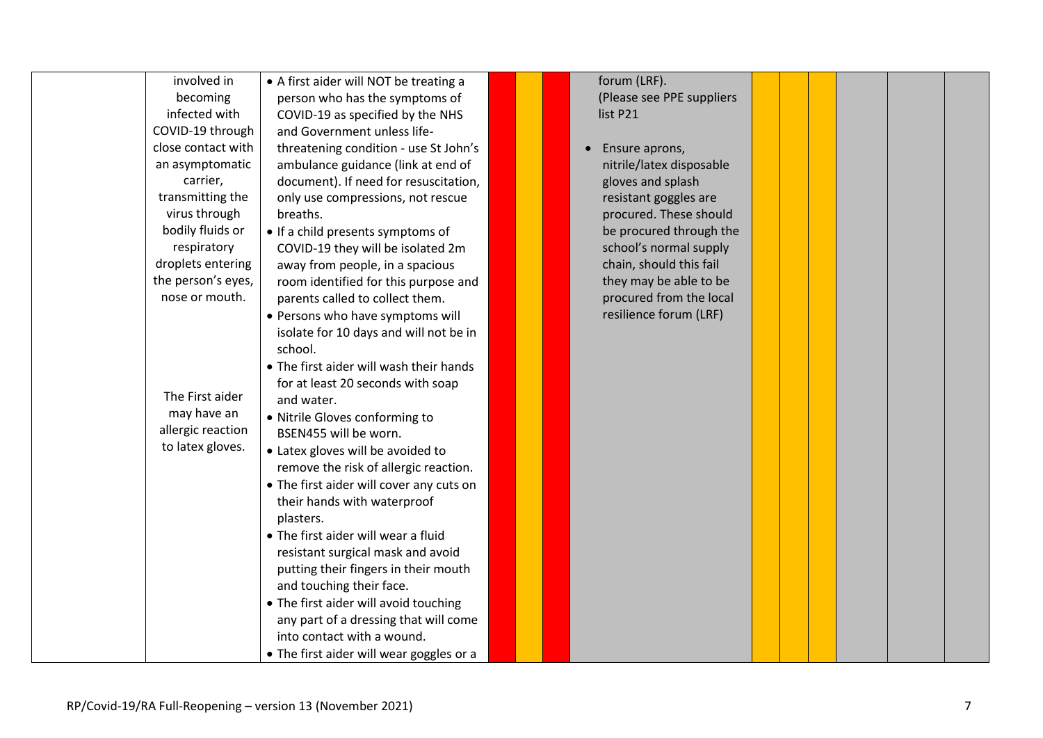| | | | | | | | | | | | | |
|---|---|---|---|---|---|---|---|---|---|---|---|---|
| | involved in becoming infected with COVID-19 through close contact with an asymptomatic carrier, transmitting the virus through bodily fluids or respiratory droplets entering the person's eyes, nose or mouth.<br><br>The First aider may have an allergic reaction to latex gloves. | • A first aider will NOT be treating a person who has the symptoms of COVID-19 as specified by the NHS and Government unless life-threatening condition - use St John's ambulance guidance (link at end of document). If need for resuscitation, only use compressions, not rescue breaths.<br>• If a child presents symptoms of COVID-19 they will be isolated 2m away from people, in a spacious room identified for this purpose and parents called to collect them.<br>• Persons who have symptoms will isolate for 10 days and will not be in school.<br>• The first aider will wash their hands for at least 20 seconds with soap and water.<br>• Nitrile Gloves conforming to BSEN455 will be worn.<br>• Latex gloves will be avoided to remove the risk of allergic reaction.<br>• The first aider will cover any cuts on their hands with waterproof plasters.<br>• The first aider will wear a fluid resistant surgical mask and avoid putting their fingers in their mouth and touching their face.<br>• The first aider will avoid touching any part of a dressing that will come into contact with a wound.<br>• The first aider will wear goggles or a | | | | forum (LRF).<br>(Please see PPE suppliers list P21<br><br>• Ensure aprons, nitrile/latex disposable gloves and splash resistant goggles are procured. These should be procured through the school's normal supply chain, should this fail they may be able to be procured from the local resilience forum (LRF) | | | | | | |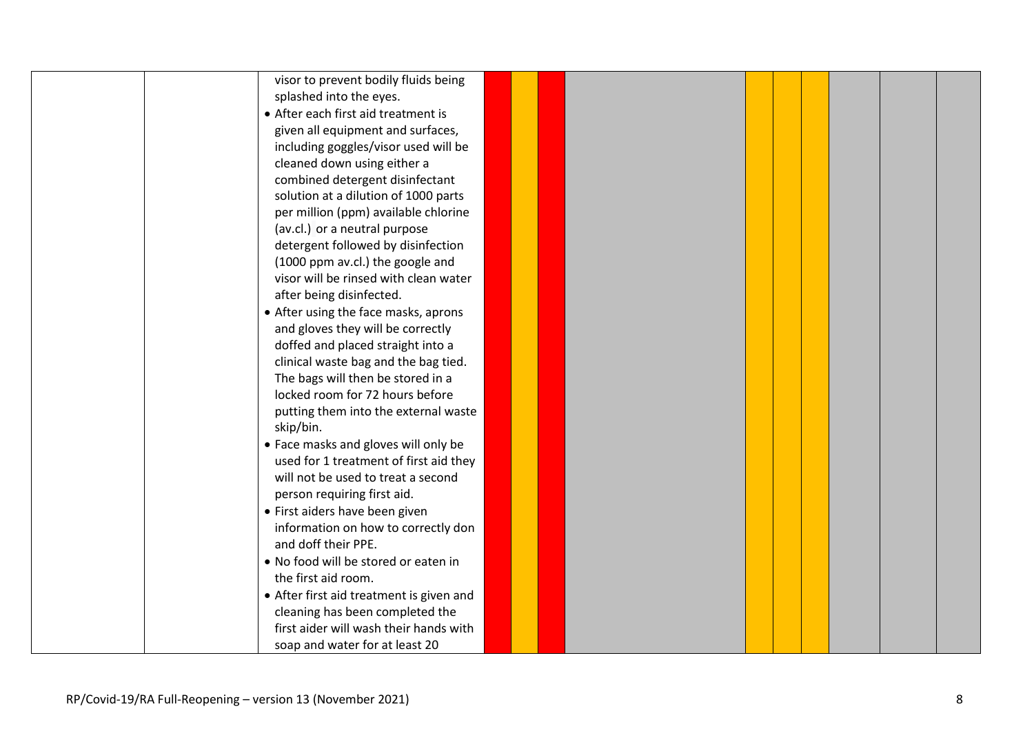| | | | | | | | | | | | | |
|---|---|---|---|---|---|---|---|---|---|---|---|---|
| | | visor to prevent bodily fluids being splashed into the eyes.<br>• After each first aid treatment is given all equipment and surfaces, including goggles/visor used will be cleaned down using either a combined detergent disinfectant solution at a dilution of 1000 parts per million (ppm) available chlorine (av.cl.) or a neutral purpose detergent followed by disinfection (1000 ppm av.cl.) the google and visor will be rinsed with clean water after being disinfected.<br>• After using the face masks, aprons and gloves they will be correctly doffed and placed straight into a clinical waste bag and the bag tied. The bags will then be stored in a locked room for 72 hours before putting them into the external waste skip/bin.<br>• Face masks and gloves will only be used for 1 treatment of first aid they will not be used to treat a second person requiring first aid.<br>• First aiders have been given information on how to correctly don and doff their PPE.<br>• No food will be stored or eaten in the first aid room.<br>• After first aid treatment is given and cleaning has been completed the first aider will wash their hands with soap and water for at least 20 | | | | | | | | | | |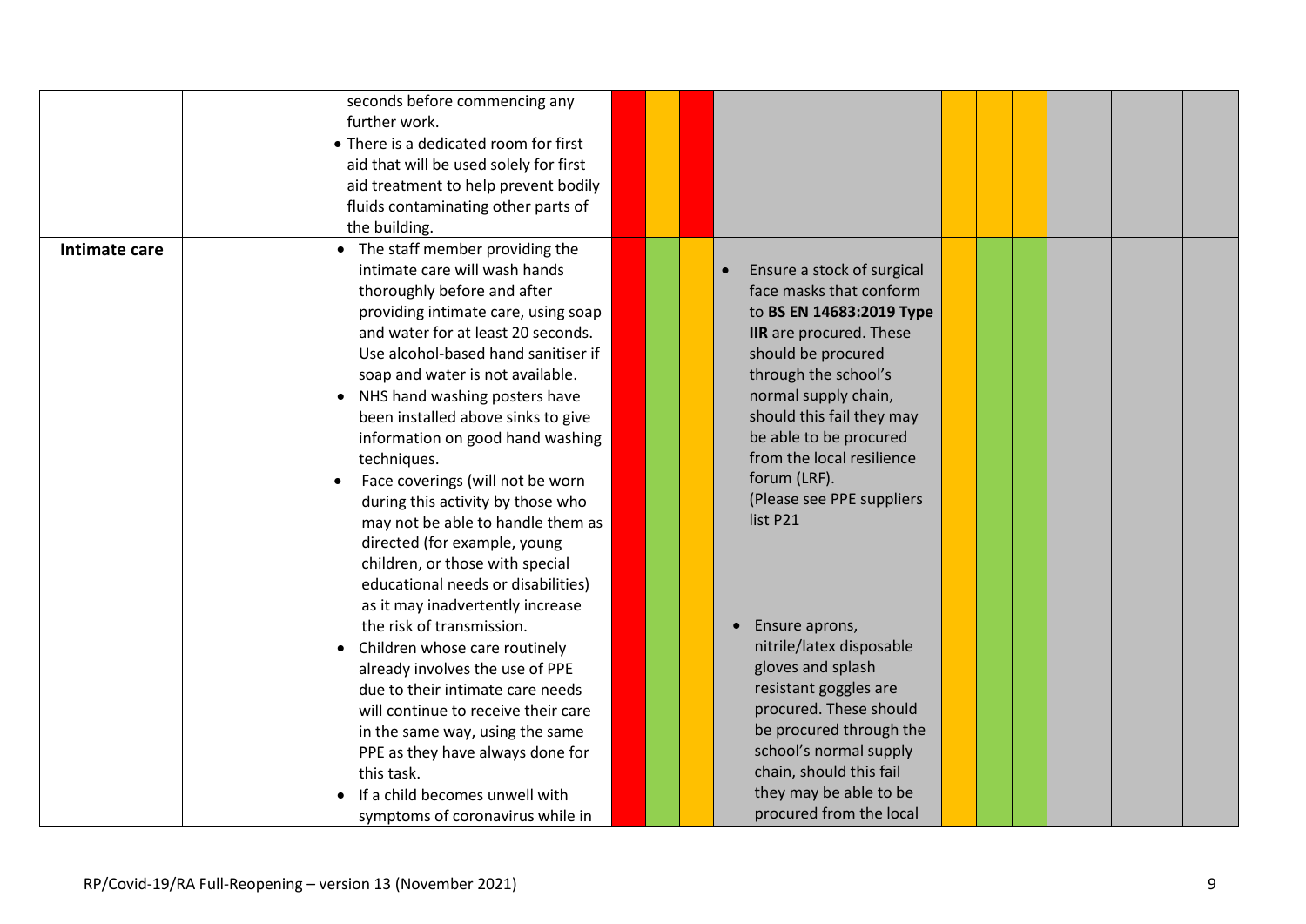| | | | | | | | | | | | | |
|---|---|---|---|---|---|---|---|---|---|---|---|---|
| | | seconds before commencing any further work.<br>• There is a dedicated room for first aid that will be used solely for first aid treatment to help prevent bodily fluids contaminating other parts of the building. | | | | | | | | | | |
| **Intimate care** | | • The staff member providing the intimate care will wash hands thoroughly before and after providing intimate care, using soap and water for at least 20 seconds. Use alcohol-based hand sanitiser if soap and water is not available.<br>• NHS hand washing posters have been installed above sinks to give information on good hand washing techniques.<br>• Face coverings (will not be worn during this activity by those who may not be able to handle them as directed (for example, young children, or those with special educational needs or disabilities) as it may inadvertently increase the risk of transmission.<br>• Children whose care routinely already involves the use of PPE due to their intimate care needs will continue to receive their care in the same way, using the same PPE as they have always done for this task.<br>• If a child becomes unwell with symptoms of coronavirus while in | | | | • Ensure a stock of surgical face masks that conform to **BS EN 14683:2019 Type IIR** are procured. These should be procured through the school's normal supply chain, should this fail they may be able to be procured from the local resilience forum (LRF). (Please see PPE suppliers list P21<br>• Ensure aprons, nitrile/latex disposable gloves and splash resistant goggles are procured. These should be procured through the school's normal supply chain, should this fail they may be able to be procured from the local | | | | | | |

RP/Covid-19/RA Full-Reopening – version 13 (November 2021)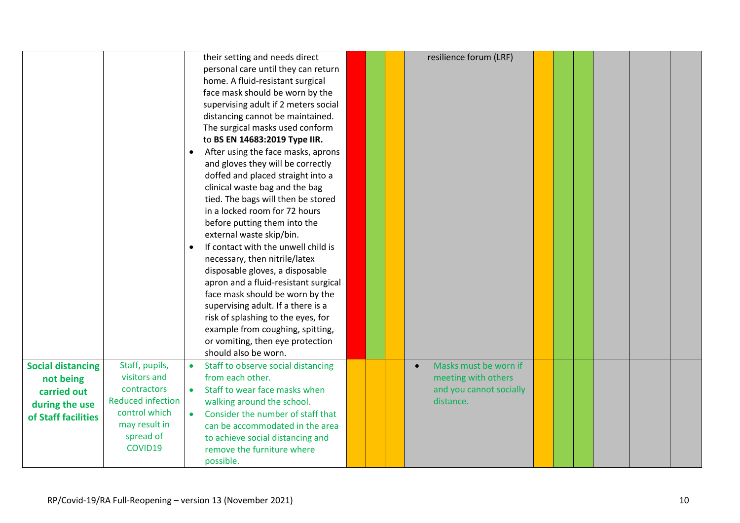| | | | | | | | | | | | | |
|---|---|---|---|---|---|---|---|---|---|---|---|---|
| | | their setting and needs direct personal care until they can return home. A fluid-resistant surgical face mask should be worn by the supervising adult if 2 meters social distancing cannot be maintained. The surgical masks used conform to **BS EN 14683:2019 Type IIR.**<br>• After using the face masks, aprons and gloves they will be correctly doffed and placed straight into a clinical waste bag and the bag tied. The bags will then be stored in a locked room for 72 hours before putting them into the external waste skip/bin.<br>• If contact with the unwell child is necessary, then nitrile/latex disposable gloves, a disposable apron and a fluid-resistant surgical face mask should be worn by the supervising adult. If a there is a risk of splashing to the eyes, for example from coughing, spitting, or vomiting, then eye protection should also be worn. | | | | resilience forum (LRF) | | | | | | |
| **Social distancing not being carried out during the use of Staff facilities** | Staff, pupils, visitors and contractors Reduced infection control which may result in spread of COVID19 | • Staff to observe social distancing from each other.<br>• Staff to wear face masks when walking around the school.<br>• Consider the number of staff that can be accommodated in the area to achieve social distancing and remove the furniture where possible. | | | | • Masks must be worn if meeting with others and you cannot socially distance. | | | | | | |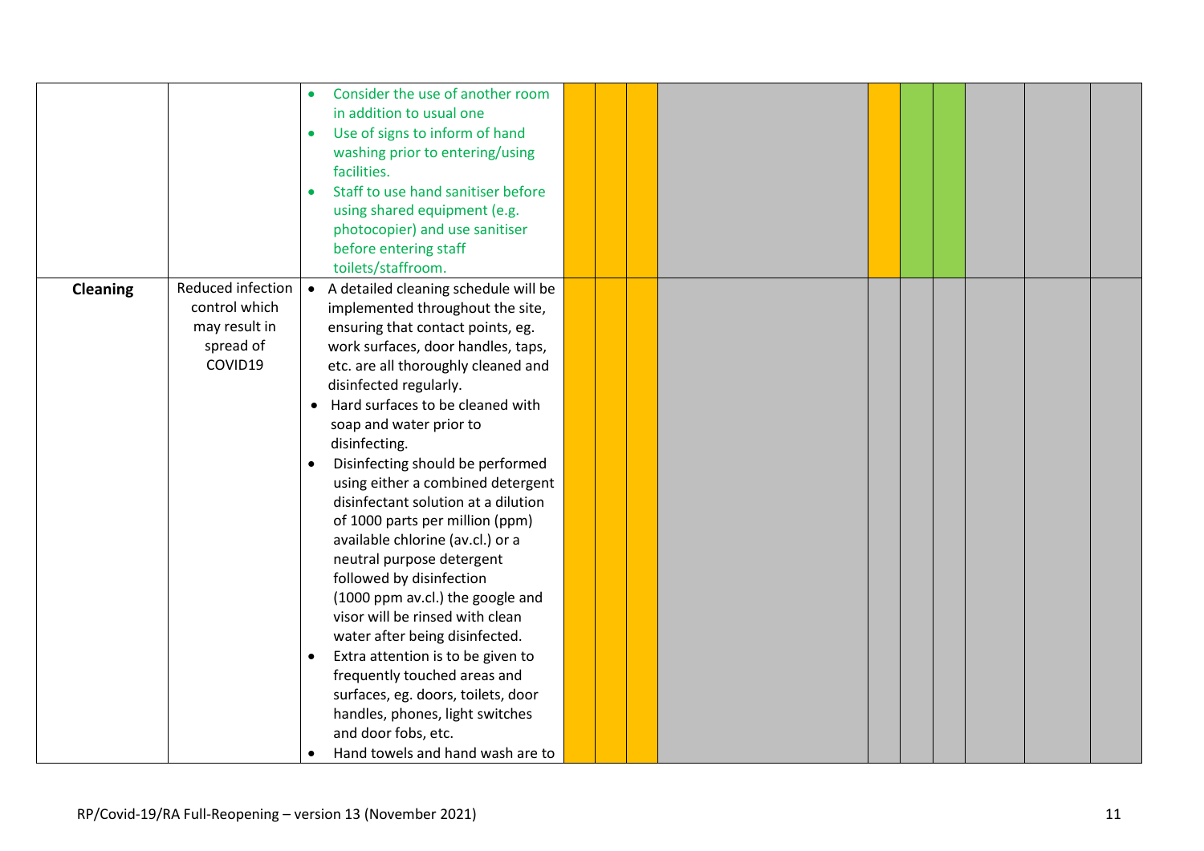| | | | | | | | | | | | | |
|---|---|---|---|---|---|---|---|---|---|---|---|---|
| | | • Consider the use of another room in addition to usual one<br>• Use of signs to inform of hand washing prior to entering/using facilities.<br>• Staff to use hand sanitiser before using shared equipment (e.g. photocopier) and use sanitiser before entering staff toilets/staffroom. | | | | | | | | | | |
| **Cleaning** | Reduced infection control which may result in spread of COVID19 | • A detailed cleaning schedule will be implemented throughout the site, ensuring that contact points, eg. work surfaces, door handles, taps, etc. are all thoroughly cleaned and disinfected regularly.<br>• Hard surfaces to be cleaned with soap and water prior to disinfecting.<br>• Disinfecting should be performed using either a combined detergent disinfectant solution at a dilution of 1000 parts per million (ppm) available chlorine (av.cl.) or a neutral purpose detergent followed by disinfection (1000 ppm av.cl.) the google and visor will be rinsed with clean water after being disinfected.<br>• Extra attention is to be given to frequently touched areas and surfaces, eg. doors, toilets, door handles, phones, light switches and door fobs, etc.<br>• Hand towels and hand wash are to | | | | | | | | | | |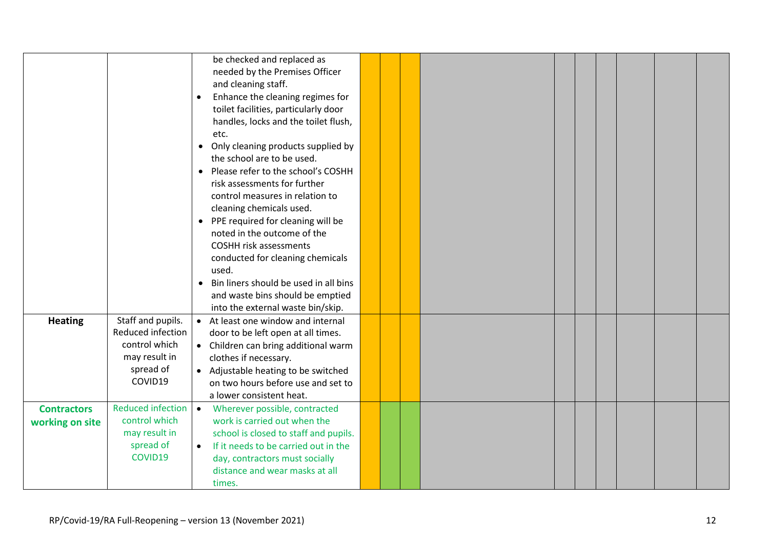| | | | | | | | | | | | | |
|---|---|---|---|---|---|---|---|---|---|---|---|---|
| | | be checked and replaced as needed by the Premises Officer and cleaning staff.<br>• Enhance the cleaning regimes for toilet facilities, particularly door handles, locks and the toilet flush, etc.<br>• Only cleaning products supplied by the school are to be used.<br>• Please refer to the school's COSHH risk assessments for further control measures in relation to cleaning chemicals used.<br>• PPE required for cleaning will be noted in the outcome of the COSHH risk assessments conducted for cleaning chemicals used.<br>• Bin liners should be used in all bins and waste bins should be emptied into the external waste bin/skip. | | | | | | | | | | |
| **Heating** | Staff and pupils. Reduced infection control which may result in spread of COVID19 | • At least one window and internal door to be left open at all times.<br>• Children can bring additional warm clothes if necessary.<br>• Adjustable heating to be switched on two hours before use and set to a lower consistent heat. | | | | | | | | | | |
| **Contractors working on site** | Reduced infection control which may result in spread of COVID19 | • Wherever possible, contracted work is carried out when the school is closed to staff and pupils.<br>• If it needs to be carried out in the day, contractors must socially distance and wear masks at all times. | | | | | | | | | | |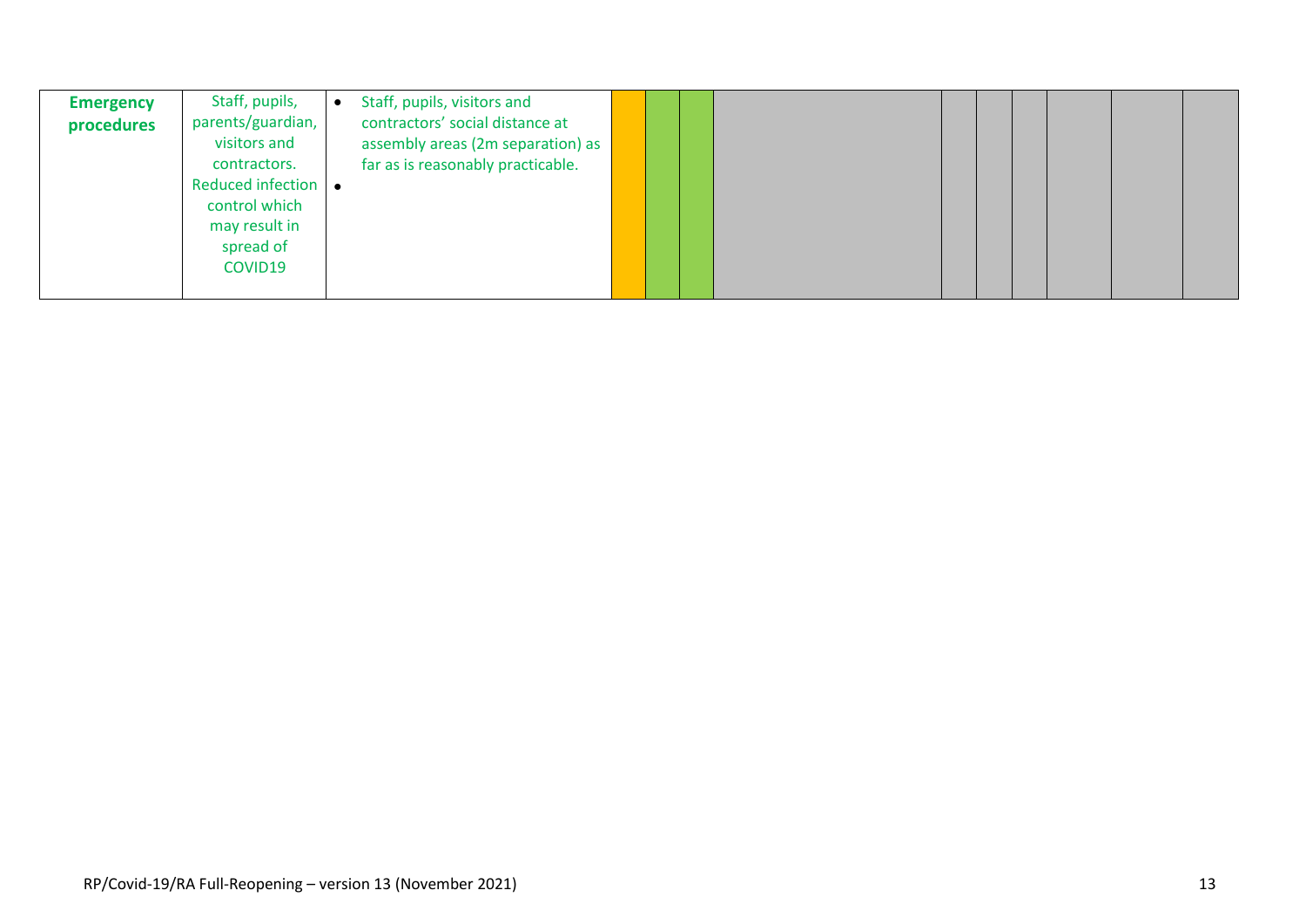| | | | | | | | | | | | | |
|---|---|---|---|---|---|---|---|---|---|---|---|---|
| **Emergency procedures** | Staff, pupils, parents/guardian, visitors and contractors. Reduced infection control which may result in spread of COVID19 | • Staff, pupils, visitors and contractors' social distance at assembly areas (2m separation) as far as is reasonably practicable.<br>• | | | | | | | | | | |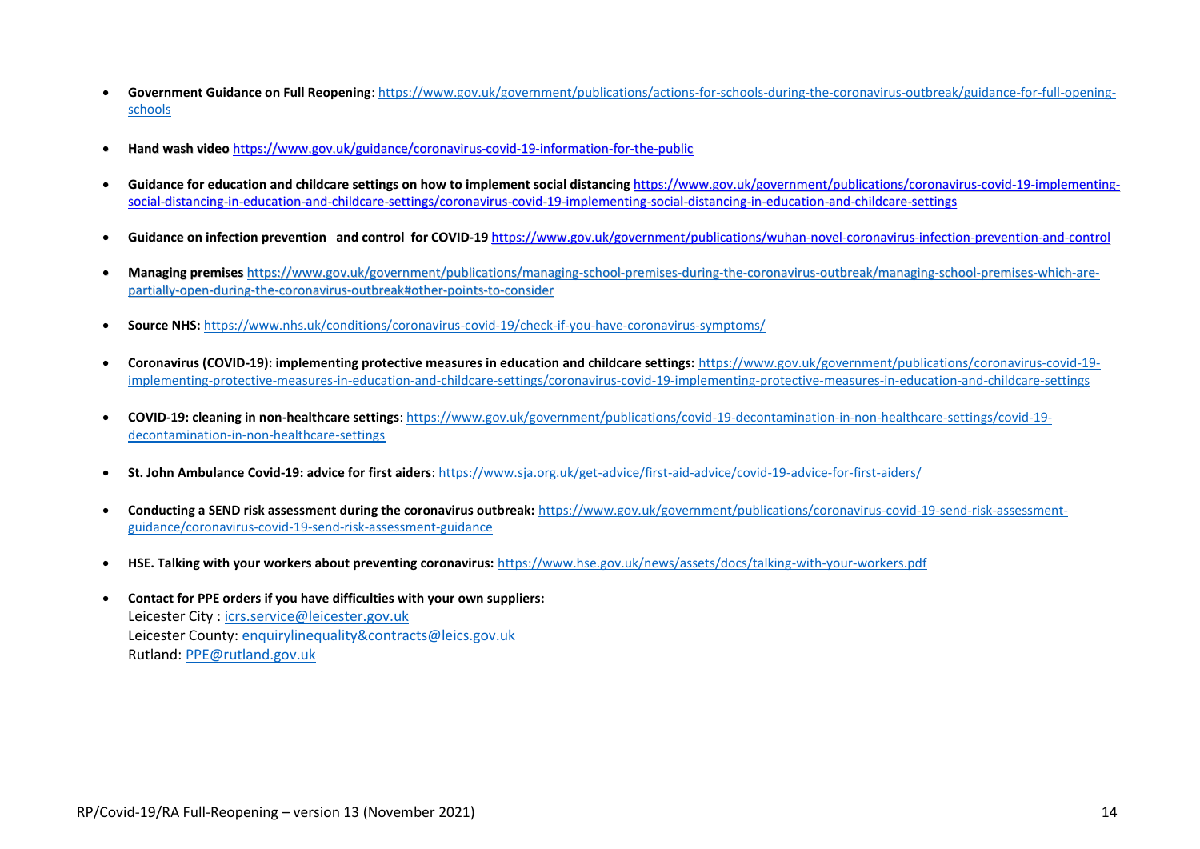- **Government Guidance on Full Reopening**: https://www.gov.uk/government/publications/actions-for-schools-during-the-coronavirus-outbreak/guidance-for-full-opening-schools

- **Hand wash video** https://www.gov.uk/guidance/coronavirus-covid-19-information-for-the-public

- **Guidance for education and childcare settings on how to implement social distancing** https://www.gov.uk/government/publications/coronavirus-covid-19-implementing-social-distancing-in-education-and-childcare-settings/coronavirus-covid-19-implementing-social-distancing-in-education-and-childcare-settings

- **Guidance on infection prevention and control for COVID-19** https://www.gov.uk/government/publications/wuhan-novel-coronavirus-infection-prevention-and-control

- **Managing premises** https://www.gov.uk/government/publications/managing-school-premises-during-the-coronavirus-outbreak/managing-school-premises-which-are-partially-open-during-the-coronavirus-outbreak#other-points-to-consider

- **Source NHS:** https://www.nhs.uk/conditions/coronavirus-covid-19/check-if-you-have-coronavirus-symptoms/

- **Coronavirus (COVID-19): implementing protective measures in education and childcare settings:** https://www.gov.uk/government/publications/coronavirus-covid-19-implementing-protective-measures-in-education-and-childcare-settings/coronavirus-covid-19-implementing-protective-measures-in-education-and-childcare-settings

- **COVID-19: cleaning in non-healthcare settings**: https://www.gov.uk/government/publications/covid-19-decontamination-in-non-healthcare-settings/covid-19-decontamination-in-non-healthcare-settings

- **St. John Ambulance Covid-19: advice for first aiders**: https://www.sja.org.uk/get-advice/first-aid-advice/covid-19-advice-for-first-aiders/

- **Conducting a SEND risk assessment during the coronavirus outbreak:** https://www.gov.uk/government/publications/coronavirus-covid-19-send-risk-assessment-guidance/coronavirus-covid-19-send-risk-assessment-guidance

- **HSE. Talking with your workers about preventing coronavirus:** https://www.hse.gov.uk/news/assets/docs/talking-with-your-workers.pdf

- **Contact for PPE orders if you have difficulties with your own suppliers:**
  Leicester City : icrs.service@leicester.gov.uk
  Leicester County: enquirylinequality&contracts@leics.gov.uk
  Rutland: PPE@rutland.gov.uk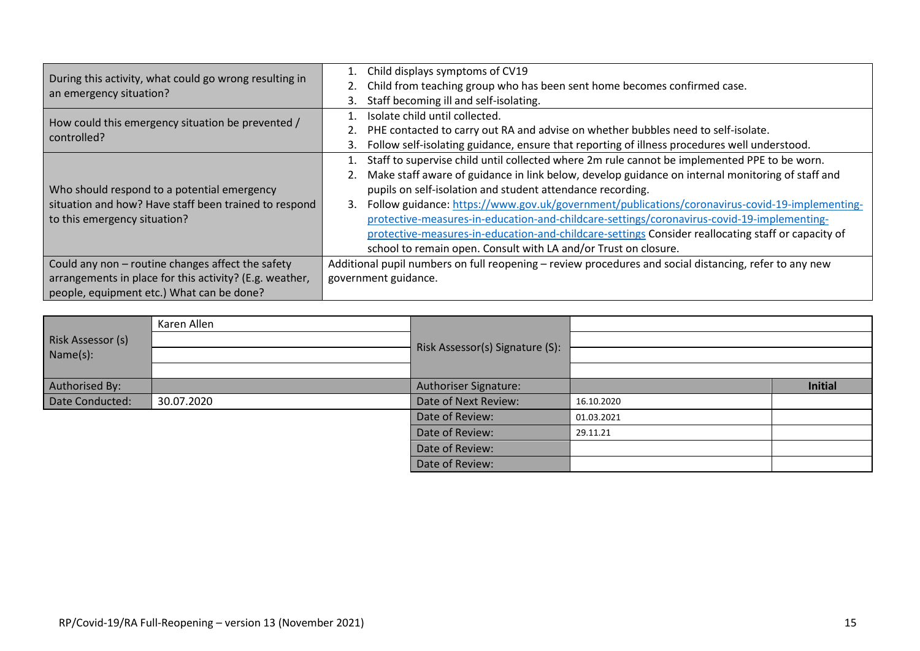| During this activity, what could go wrong resulting in an emergency situation? | 1. Child displays symptoms of CV19<br>2. Child from teaching group who has been sent home becomes confirmed case.<br>3. Staff becoming ill and self-isolating. |
|---|---|
| How could this emergency situation be prevented / controlled? | 1. Isolate child until collected.<br>2. PHE contacted to carry out RA and advise on whether bubbles need to self-isolate.<br>3. Follow self-isolating guidance, ensure that reporting of illness procedures well understood. |
| Who should respond to a potential emergency situation and how? Have staff been trained to respond to this emergency situation? | 1. Staff to supervise child until collected where 2m rule cannot be implemented PPE to be worn.<br>2. Make staff aware of guidance in link below, develop guidance on internal monitoring of staff and pupils on self-isolation and student attendance recording.<br>3. Follow guidance: [https://www.gov.uk/government/publications/coronavirus-covid-19-implementing-protective-measures-in-education-and-childcare-settings/coronavirus-covid-19-implementing-protective-measures-in-education-and-childcare-settings](https://www.gov.uk/government/publications/coronavirus-covid-19-implementing-protective-measures-in-education-and-childcare-settings/coronavirus-covid-19-implementing-protective-measures-in-education-and-childcare-settings) Consider reallocating staff or capacity of school to remain open. Consult with LA and/or Trust on closure. |
| Could any non – routine changes affect the safety arrangements in place for this activity? (E.g. weather, people, equipment etc.) What can be done? | Additional pupil numbers on full reopening – review procedures and social distancing, refer to any new government guidance. |

| Risk Assessor (s) Name(s): | Karen Allen | Risk Assessor(s) Signature (S): | | |
|---|---|---|---|---|
| | | | | |
| | | | | |
| | | | | |
| Authorised By: | | Authoriser Signature: | | **Initial** |
| Date Conducted: | 30.07.2020 | Date of Next Review: | 16.10.2020 | |
| | | Date of Review: | 01.03.2021 | |
| | | Date of Review: | 29.11.21 | |
| | | Date of Review: | | |
| | | Date of Review: | | |

RP/Covid-19/RA Full-Reopening – version 13 (November 2021)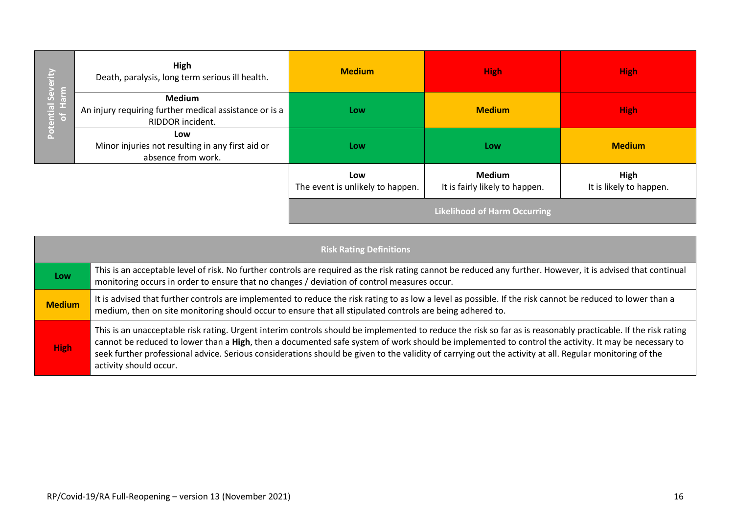| Potential Severity of Harm | | | | |
|---|---|---|---|---|
| | **High** Death, paralysis, long term serious ill health. | **Medium** | **High** | **High** |
| | **Medium** An injury requiring further medical assistance or is a RIDDOR incident. | **Low** | **Medium** | **High** |
| | **Low** Minor injuries not resulting in any first aid or absence from work. | **Low** | **Low** | **Medium** |
| | | **Low** The event is unlikely to happen. | **Medium** It is fairly likely to happen. | **High** It is likely to happen. |
| | | **Likelihood of Harm Occurring** | | |

| **Risk Rating Definitions** | |
|---|---|
| **Low** | This is an acceptable level of risk. No further controls are required as the risk rating cannot be reduced any further. However, it is advised that continual monitoring occurs in order to ensure that no changes / deviation of control measures occur. |
| **Medium** | It is advised that further controls are implemented to reduce the risk rating to as low a level as possible. If the risk cannot be reduced to lower than a medium, then on site monitoring should occur to ensure that all stipulated controls are being adhered to. |
| **High** | This is an unacceptable risk rating. Urgent interim controls should be implemented to reduce the risk so far as is reasonably practicable. If the risk rating cannot be reduced to lower than a **High**, then a documented safe system of work should be implemented to control the activity. It may be necessary to seek further professional advice. Serious considerations should be given to the validity of carrying out the activity at all. Regular monitoring of the activity should occur. |